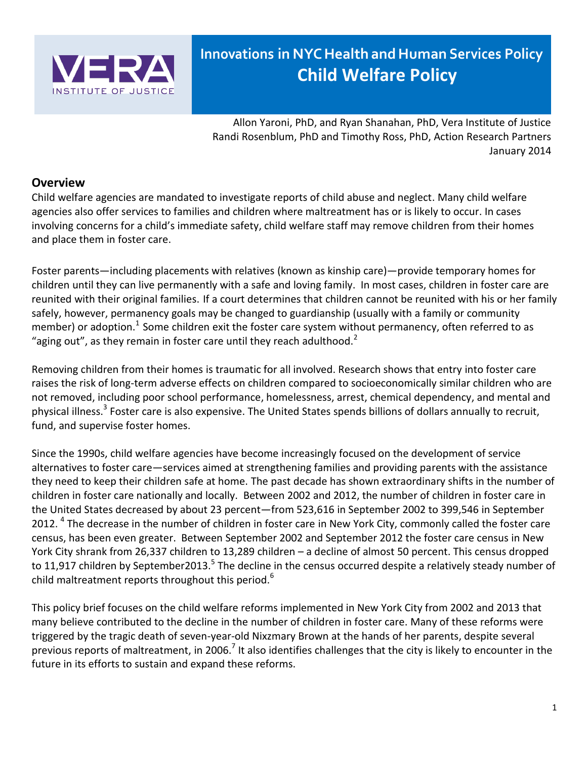VERA INSTITUTE OF JUSTICE

# Innovations in NYC Health and Human Services Policy
# Child Welfare Policy

Allon Yaroni, PhD, and Ryan Shanahan, PhD, Vera Institute of Justice
Randi Rosenblum, PhD and Timothy Ross, PhD, Action Research Partners
January 2014

## Overview

Child welfare agencies are mandated to investigate reports of child abuse and neglect. Many child welfare agencies also offer services to families and children where maltreatment has or is likely to occur. In cases involving concerns for a child's immediate safety, child welfare staff may remove children from their homes and place them in foster care.

Foster parents—including placements with relatives (known as kinship care)—provide temporary homes for children until they can live permanently with a safe and loving family. In most cases, children in foster care are reunited with their original families. If a court determines that children cannot be reunited with his or her family safely, however, permanency goals may be changed to guardianship (usually with a family or community member) or adoption.[1] Some children exit the foster care system without permanency, often referred to as "aging out", as they remain in foster care until they reach adulthood.[2]

Removing children from their homes is traumatic for all involved. Research shows that entry into foster care raises the risk of long-term adverse effects on children compared to socioeconomically similar children who are not removed, including poor school performance, homelessness, arrest, chemical dependency, and mental and physical illness.[3] Foster care is also expensive. The United States spends billions of dollars annually to recruit, fund, and supervise foster homes.

Since the 1990s, child welfare agencies have become increasingly focused on the development of service alternatives to foster care—services aimed at strengthening families and providing parents with the assistance they need to keep their children safe at home. The past decade has shown extraordinary shifts in the number of children in foster care nationally and locally. Between 2002 and 2012, the number of children in foster care in the United States decreased by about 23 percent—from 523,616 in September 2002 to 399,546 in September 2012. [4] The decrease in the number of children in foster care in New York City, commonly called the foster care census, has been even greater. Between September 2002 and September 2012 the foster care census in New York City shrank from 26,337 children to 13,289 children – a decline of almost 50 percent. This census dropped to 11,917 children by September2013.[5] The decline in the census occurred despite a relatively steady number of child maltreatment reports throughout this period.[6]

This policy brief focuses on the child welfare reforms implemented in New York City from 2002 and 2013 that many believe contributed to the decline in the number of children in foster care. Many of these reforms were triggered by the tragic death of seven-year-old Nixzmary Brown at the hands of her parents, despite several previous reports of maltreatment, in 2006.[7] It also identifies challenges that the city is likely to encounter in the future in its efforts to sustain and expand these reforms.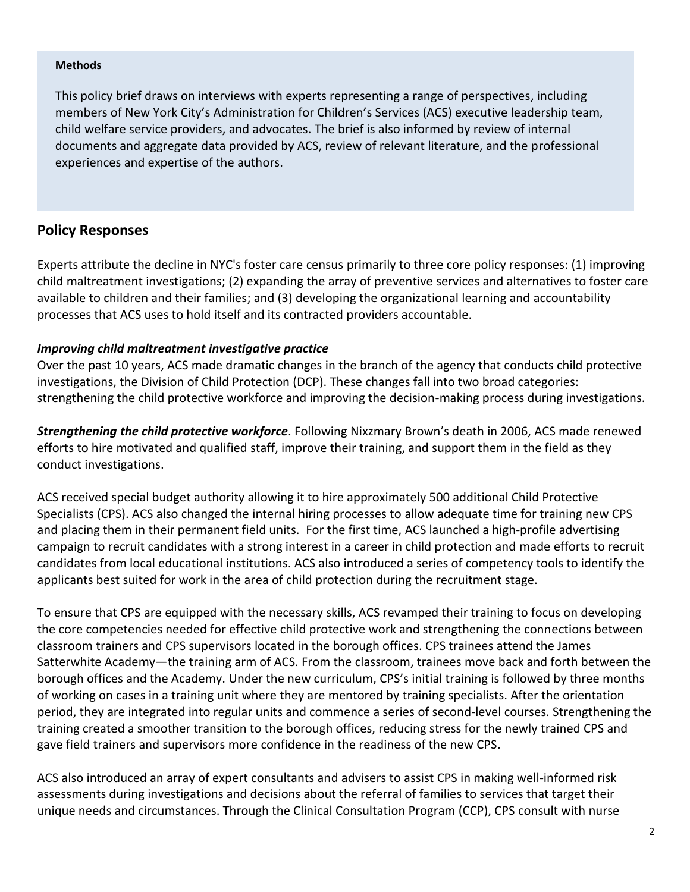**Methods**

This policy brief draws on interviews with experts representing a range of perspectives, including members of New York City's Administration for Children's Services (ACS) executive leadership team, child welfare service providers, and advocates. The brief is also informed by review of internal documents and aggregate data provided by ACS, review of relevant literature, and the professional experiences and expertise of the authors.

## Policy Responses

Experts attribute the decline in NYC's foster care census primarily to three core policy responses: (1) improving child maltreatment investigations; (2) expanding the array of preventive services and alternatives to foster care available to children and their families; and (3) developing the organizational learning and accountability processes that ACS uses to hold itself and its contracted providers accountable.

***Improving child maltreatment investigative practice***

Over the past 10 years, ACS made dramatic changes in the branch of the agency that conducts child protective investigations, the Division of Child Protection (DCP). These changes fall into two broad categories: strengthening the child protective workforce and improving the decision-making process during investigations.

***Strengthening the child protective workforce***. Following Nixzmary Brown's death in 2006, ACS made renewed efforts to hire motivated and qualified staff, improve their training, and support them in the field as they conduct investigations.

ACS received special budget authority allowing it to hire approximately 500 additional Child Protective Specialists (CPS). ACS also changed the internal hiring processes to allow adequate time for training new CPS and placing them in their permanent field units. For the first time, ACS launched a high-profile advertising campaign to recruit candidates with a strong interest in a career in child protection and made efforts to recruit candidates from local educational institutions. ACS also introduced a series of competency tools to identify the applicants best suited for work in the area of child protection during the recruitment stage.

To ensure that CPS are equipped with the necessary skills, ACS revamped their training to focus on developing the core competencies needed for effective child protective work and strengthening the connections between classroom trainers and CPS supervisors located in the borough offices. CPS trainees attend the James Satterwhite Academy—the training arm of ACS. From the classroom, trainees move back and forth between the borough offices and the Academy. Under the new curriculum, CPS's initial training is followed by three months of working on cases in a training unit where they are mentored by training specialists. After the orientation period, they are integrated into regular units and commence a series of second-level courses. Strengthening the training created a smoother transition to the borough offices, reducing stress for the newly trained CPS and gave field trainers and supervisors more confidence in the readiness of the new CPS.

ACS also introduced an array of expert consultants and advisers to assist CPS in making well-informed risk assessments during investigations and decisions about the referral of families to services that target their unique needs and circumstances. Through the Clinical Consultation Program (CCP), CPS consult with nurse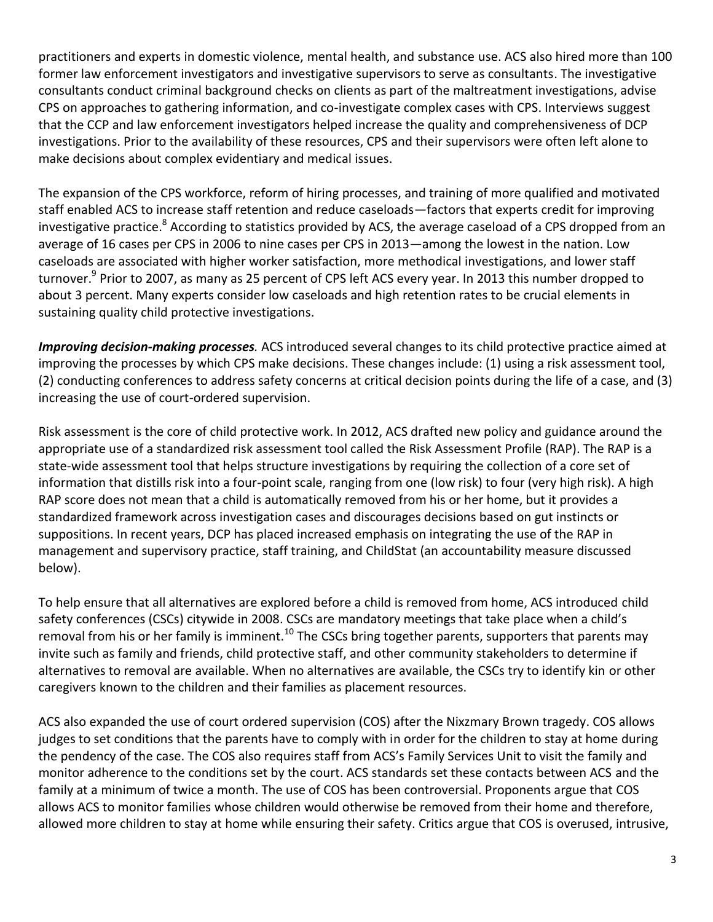practitioners and experts in domestic violence, mental health, and substance use. ACS also hired more than 100 former law enforcement investigators and investigative supervisors to serve as consultants. The investigative consultants conduct criminal background checks on clients as part of the maltreatment investigations, advise CPS on approaches to gathering information, and co-investigate complex cases with CPS. Interviews suggest that the CCP and law enforcement investigators helped increase the quality and comprehensiveness of DCP investigations. Prior to the availability of these resources, CPS and their supervisors were often left alone to make decisions about complex evidentiary and medical issues.

The expansion of the CPS workforce, reform of hiring processes, and training of more qualified and motivated staff enabled ACS to increase staff retention and reduce caseloads—factors that experts credit for improving investigative practice.[8] According to statistics provided by ACS, the average caseload of a CPS dropped from an average of 16 cases per CPS in 2006 to nine cases per CPS in 2013—among the lowest in the nation. Low caseloads are associated with higher worker satisfaction, more methodical investigations, and lower staff turnover.[9] Prior to 2007, as many as 25 percent of CPS left ACS every year. In 2013 this number dropped to about 3 percent. Many experts consider low caseloads and high retention rates to be crucial elements in sustaining quality child protective investigations.

***Improving decision-making processes.*** ACS introduced several changes to its child protective practice aimed at improving the processes by which CPS make decisions. These changes include: (1) using a risk assessment tool, (2) conducting conferences to address safety concerns at critical decision points during the life of a case, and (3) increasing the use of court-ordered supervision.

Risk assessment is the core of child protective work. In 2012, ACS drafted new policy and guidance around the appropriate use of a standardized risk assessment tool called the Risk Assessment Profile (RAP). The RAP is a state-wide assessment tool that helps structure investigations by requiring the collection of a core set of information that distills risk into a four-point scale, ranging from one (low risk) to four (very high risk). A high RAP score does not mean that a child is automatically removed from his or her home, but it provides a standardized framework across investigation cases and discourages decisions based on gut instincts or suppositions. In recent years, DCP has placed increased emphasis on integrating the use of the RAP in management and supervisory practice, staff training, and ChildStat (an accountability measure discussed below).

To help ensure that all alternatives are explored before a child is removed from home, ACS introduced child safety conferences (CSCs) citywide in 2008. CSCs are mandatory meetings that take place when a child's removal from his or her family is imminent.[10] The CSCs bring together parents, supporters that parents may invite such as family and friends, child protective staff, and other community stakeholders to determine if alternatives to removal are available. When no alternatives are available, the CSCs try to identify kin or other caregivers known to the children and their families as placement resources.

ACS also expanded the use of court ordered supervision (COS) after the Nixzmary Brown tragedy. COS allows judges to set conditions that the parents have to comply with in order for the children to stay at home during the pendency of the case. The COS also requires staff from ACS's Family Services Unit to visit the family and monitor adherence to the conditions set by the court. ACS standards set these contacts between ACS and the family at a minimum of twice a month. The use of COS has been controversial. Proponents argue that COS allows ACS to monitor families whose children would otherwise be removed from their home and therefore, allowed more children to stay at home while ensuring their safety. Critics argue that COS is overused, intrusive,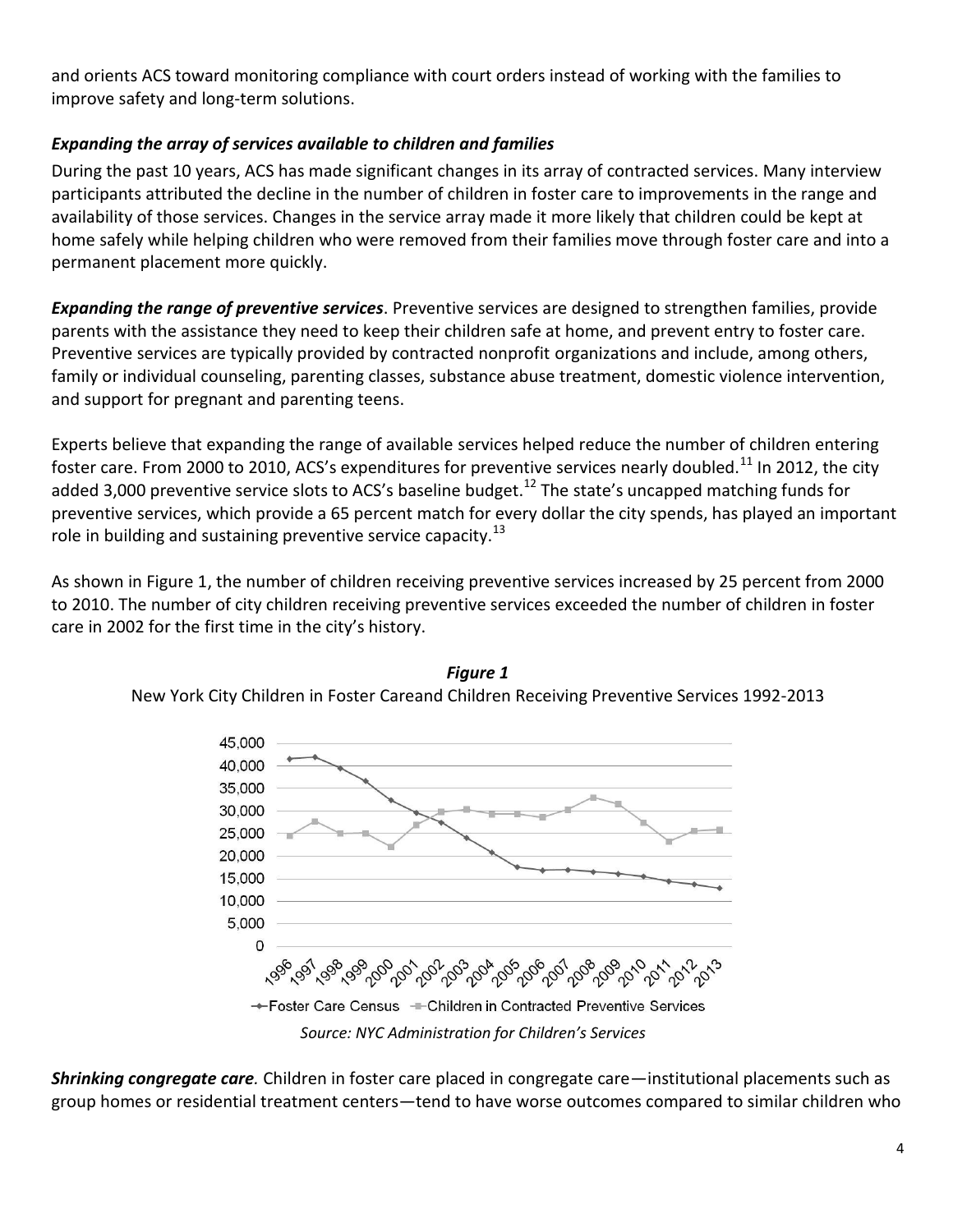and orients ACS toward monitoring compliance with court orders instead of working with the families to improve safety and long-term solutions.

### *Expanding the array of services available to children and families*

During the past 10 years, ACS has made significant changes in its array of contracted services. Many interview participants attributed the decline in the number of children in foster care to improvements in the range and availability of those services. Changes in the service array made it more likely that children could be kept at home safely while helping children who were removed from their families move through foster care and into a permanent placement more quickly.

***Expanding the range of preventive services***. Preventive services are designed to strengthen families, provide parents with the assistance they need to keep their children safe at home, and prevent entry to foster care. Preventive services are typically provided by contracted nonprofit organizations and include, among others, family or individual counseling, parenting classes, substance abuse treatment, domestic violence intervention, and support for pregnant and parenting teens.

Experts believe that expanding the range of available services helped reduce the number of children entering foster care. From 2000 to 2010, ACS's expenditures for preventive services nearly doubled.[11] In 2012, the city added 3,000 preventive service slots to ACS's baseline budget.[12] The state's uncapped matching funds for preventive services, which provide a 65 percent match for every dollar the city spends, has played an important role in building and sustaining preventive service capacity.[13]

As shown in Figure 1, the number of children receiving preventive services increased by 25 percent from 2000 to 2010. The number of city children receiving preventive services exceeded the number of children in foster care in 2002 for the first time in the city's history.

***Figure 1***

New York City Children in Foster Careand Children Receiving Preventive Services 1992-2013

*Source: NYC Administration for Children's Services*

***Shrinking congregate care.*** Children in foster care placed in congregate care—institutional placements such as group homes or residential treatment centers—tend to have worse outcomes compared to similar children who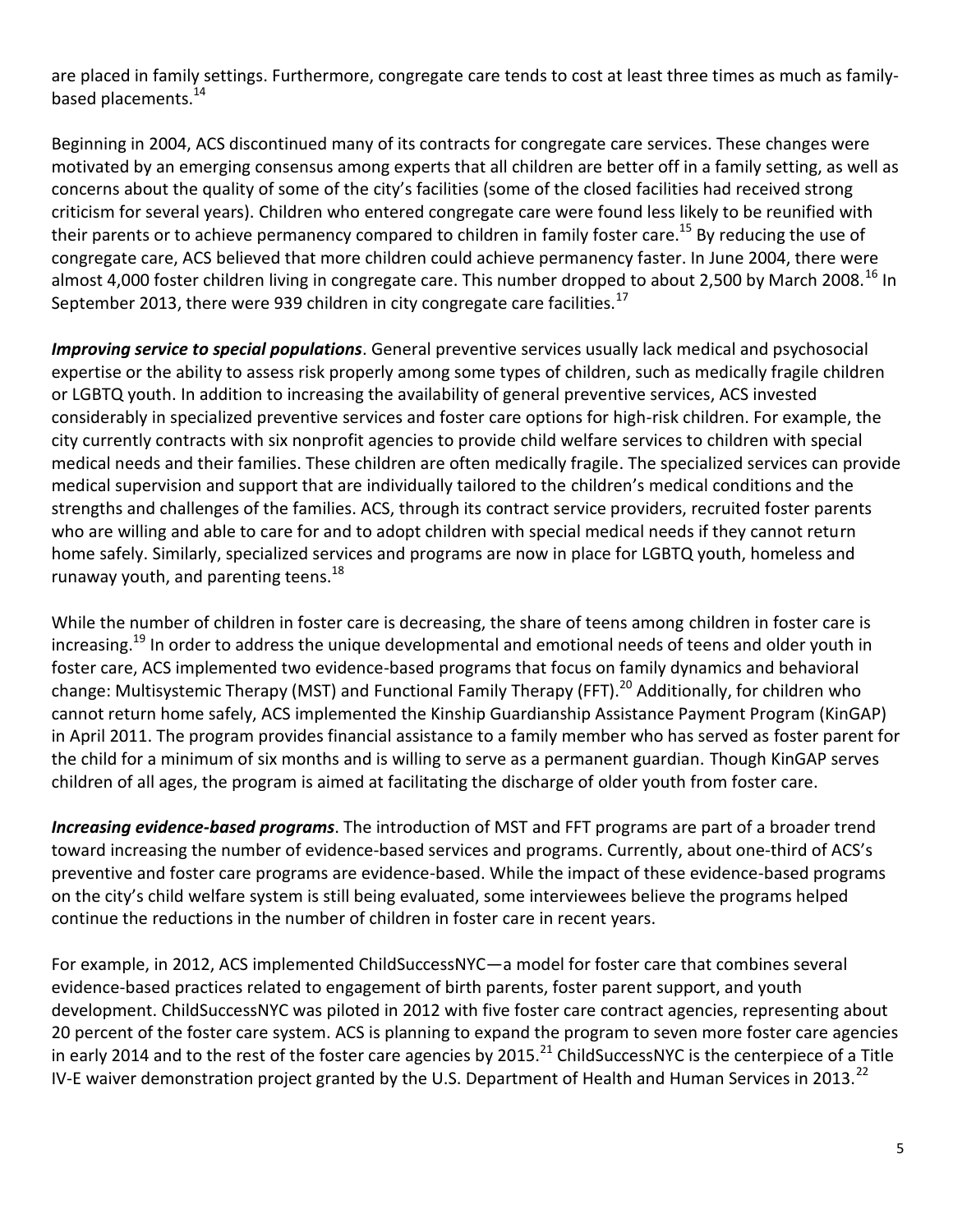are placed in family settings. Furthermore, congregate care tends to cost at least three times as much as family-based placements.[14]

Beginning in 2004, ACS discontinued many of its contracts for congregate care services. These changes were motivated by an emerging consensus among experts that all children are better off in a family setting, as well as concerns about the quality of some of the city's facilities (some of the closed facilities had received strong criticism for several years). Children who entered congregate care were found less likely to be reunified with their parents or to achieve permanency compared to children in family foster care.[15] By reducing the use of congregate care, ACS believed that more children could achieve permanency faster. In June 2004, there were almost 4,000 foster children living in congregate care. This number dropped to about 2,500 by March 2008.[16] In September 2013, there were 939 children in city congregate care facilities.[17]

***Improving service to special populations***. General preventive services usually lack medical and psychosocial expertise or the ability to assess risk properly among some types of children, such as medically fragile children or LGBTQ youth. In addition to increasing the availability of general preventive services, ACS invested considerably in specialized preventive services and foster care options for high-risk children. For example, the city currently contracts with six nonprofit agencies to provide child welfare services to children with special medical needs and their families. These children are often medically fragile. The specialized services can provide medical supervision and support that are individually tailored to the children's medical conditions and the strengths and challenges of the families. ACS, through its contract service providers, recruited foster parents who are willing and able to care for and to adopt children with special medical needs if they cannot return home safely. Similarly, specialized services and programs are now in place for LGBTQ youth, homeless and runaway youth, and parenting teens.[18]

While the number of children in foster care is decreasing, the share of teens among children in foster care is increasing.[19] In order to address the unique developmental and emotional needs of teens and older youth in foster care, ACS implemented two evidence-based programs that focus on family dynamics and behavioral change: Multisystemic Therapy (MST) and Functional Family Therapy (FFT).[20] Additionally, for children who cannot return home safely, ACS implemented the Kinship Guardianship Assistance Payment Program (KinGAP) in April 2011. The program provides financial assistance to a family member who has served as foster parent for the child for a minimum of six months and is willing to serve as a permanent guardian. Though KinGAP serves children of all ages, the program is aimed at facilitating the discharge of older youth from foster care.

***Increasing evidence-based programs***. The introduction of MST and FFT programs are part of a broader trend toward increasing the number of evidence-based services and programs. Currently, about one-third of ACS's preventive and foster care programs are evidence-based. While the impact of these evidence-based programs on the city's child welfare system is still being evaluated, some interviewees believe the programs helped continue the reductions in the number of children in foster care in recent years.

For example, in 2012, ACS implemented ChildSuccessNYC—a model for foster care that combines several evidence-based practices related to engagement of birth parents, foster parent support, and youth development. ChildSuccessNYC was piloted in 2012 with five foster care contract agencies, representing about 20 percent of the foster care system. ACS is planning to expand the program to seven more foster care agencies in early 2014 and to the rest of the foster care agencies by 2015.[21] ChildSuccessNYC is the centerpiece of a Title IV-E waiver demonstration project granted by the U.S. Department of Health and Human Services in 2013.[22]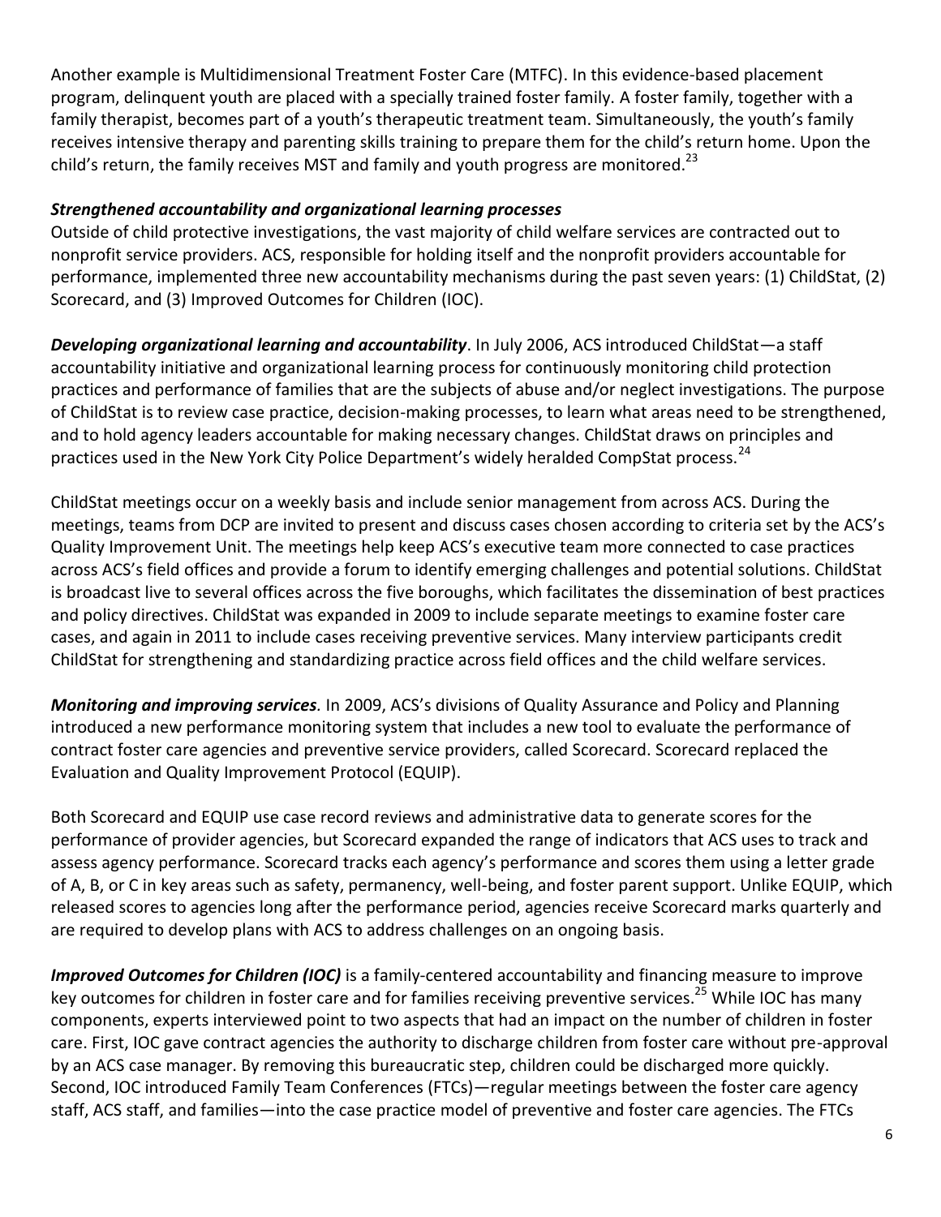Another example is Multidimensional Treatment Foster Care (MTFC). In this evidence-based placement program, delinquent youth are placed with a specially trained foster family. A foster family, together with a family therapist, becomes part of a youth's therapeutic treatment team. Simultaneously, the youth's family receives intensive therapy and parenting skills training to prepare them for the child's return home. Upon the child's return, the family receives MST and family and youth progress are monitored.[23]

***Strengthened accountability and organizational learning processes***

Outside of child protective investigations, the vast majority of child welfare services are contracted out to nonprofit service providers. ACS, responsible for holding itself and the nonprofit providers accountable for performance, implemented three new accountability mechanisms during the past seven years: (1) ChildStat, (2) Scorecard, and (3) Improved Outcomes for Children (IOC).

***Developing organizational learning and accountability***. In July 2006, ACS introduced ChildStat—a staff accountability initiative and organizational learning process for continuously monitoring child protection practices and performance of families that are the subjects of abuse and/or neglect investigations. The purpose of ChildStat is to review case practice, decision-making processes, to learn what areas need to be strengthened, and to hold agency leaders accountable for making necessary changes. ChildStat draws on principles and practices used in the New York City Police Department's widely heralded CompStat process.[24]

ChildStat meetings occur on a weekly basis and include senior management from across ACS. During the meetings, teams from DCP are invited to present and discuss cases chosen according to criteria set by the ACS's Quality Improvement Unit. The meetings help keep ACS's executive team more connected to case practices across ACS's field offices and provide a forum to identify emerging challenges and potential solutions. ChildStat is broadcast live to several offices across the five boroughs, which facilitates the dissemination of best practices and policy directives. ChildStat was expanded in 2009 to include separate meetings to examine foster care cases, and again in 2011 to include cases receiving preventive services. Many interview participants credit ChildStat for strengthening and standardizing practice across field offices and the child welfare services.

***Monitoring and improving services***. In 2009, ACS's divisions of Quality Assurance and Policy and Planning introduced a new performance monitoring system that includes a new tool to evaluate the performance of contract foster care agencies and preventive service providers, called Scorecard. Scorecard replaced the Evaluation and Quality Improvement Protocol (EQUIP).

Both Scorecard and EQUIP use case record reviews and administrative data to generate scores for the performance of provider agencies, but Scorecard expanded the range of indicators that ACS uses to track and assess agency performance. Scorecard tracks each agency's performance and scores them using a letter grade of A, B, or C in key areas such as safety, permanency, well-being, and foster parent support. Unlike EQUIP, which released scores to agencies long after the performance period, agencies receive Scorecard marks quarterly and are required to develop plans with ACS to address challenges on an ongoing basis.

***Improved Outcomes for Children (IOC)*** is a family-centered accountability and financing measure to improve key outcomes for children in foster care and for families receiving preventive services.[25] While IOC has many components, experts interviewed point to two aspects that had an impact on the number of children in foster care. First, IOC gave contract agencies the authority to discharge children from foster care without pre-approval by an ACS case manager. By removing this bureaucratic step, children could be discharged more quickly. Second, IOC introduced Family Team Conferences (FTCs)—regular meetings between the foster care agency staff, ACS staff, and families—into the case practice model of preventive and foster care agencies. The FTCs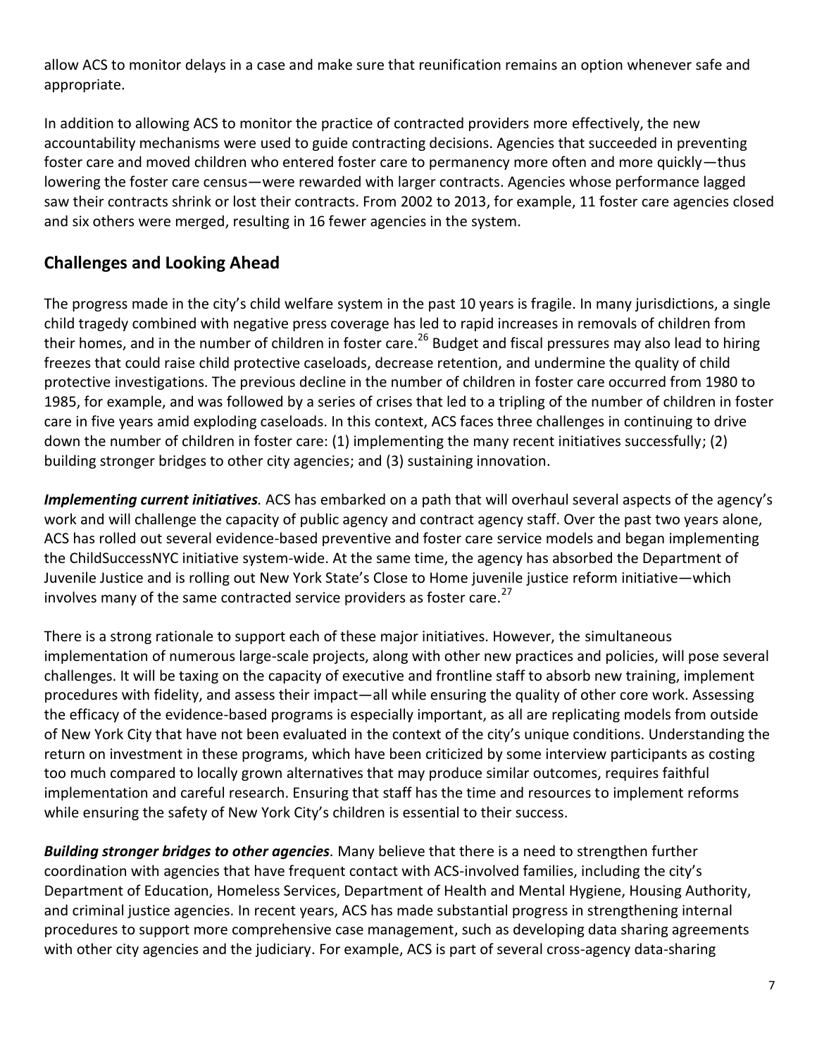allow ACS to monitor delays in a case and make sure that reunification remains an option whenever safe and appropriate.

In addition to allowing ACS to monitor the practice of contracted providers more effectively, the new accountability mechanisms were used to guide contracting decisions. Agencies that succeeded in preventing foster care and moved children who entered foster care to permanency more often and more quickly—thus lowering the foster care census—were rewarded with larger contracts. Agencies whose performance lagged saw their contracts shrink or lost their contracts. From 2002 to 2013, for example, 11 foster care agencies closed and six others were merged, resulting in 16 fewer agencies in the system.

## Challenges and Looking Ahead

The progress made in the city's child welfare system in the past 10 years is fragile. In many jurisdictions, a single child tragedy combined with negative press coverage has led to rapid increases in removals of children from their homes, and in the number of children in foster care.[26] Budget and fiscal pressures may also lead to hiring freezes that could raise child protective caseloads, decrease retention, and undermine the quality of child protective investigations. The previous decline in the number of children in foster care occurred from 1980 to 1985, for example, and was followed by a series of crises that led to a tripling of the number of children in foster care in five years amid exploding caseloads. In this context, ACS faces three challenges in continuing to drive down the number of children in foster care: (1) implementing the many recent initiatives successfully; (2) building stronger bridges to other city agencies; and (3) sustaining innovation.

***Implementing current initiatives.*** ACS has embarked on a path that will overhaul several aspects of the agency's work and will challenge the capacity of public agency and contract agency staff. Over the past two years alone, ACS has rolled out several evidence-based preventive and foster care service models and began implementing the ChildSuccessNYC initiative system-wide. At the same time, the agency has absorbed the Department of Juvenile Justice and is rolling out New York State's Close to Home juvenile justice reform initiative—which involves many of the same contracted service providers as foster care.[27]

There is a strong rationale to support each of these major initiatives. However, the simultaneous implementation of numerous large-scale projects, along with other new practices and policies, will pose several challenges. It will be taxing on the capacity of executive and frontline staff to absorb new training, implement procedures with fidelity, and assess their impact—all while ensuring the quality of other core work. Assessing the efficacy of the evidence-based programs is especially important, as all are replicating models from outside of New York City that have not been evaluated in the context of the city's unique conditions. Understanding the return on investment in these programs, which have been criticized by some interview participants as costing too much compared to locally grown alternatives that may produce similar outcomes, requires faithful implementation and careful research. Ensuring that staff has the time and resources to implement reforms while ensuring the safety of New York City's children is essential to their success.

***Building stronger bridges to other agencies.*** Many believe that there is a need to strengthen further coordination with agencies that have frequent contact with ACS-involved families, including the city's Department of Education, Homeless Services, Department of Health and Mental Hygiene, Housing Authority, and criminal justice agencies. In recent years, ACS has made substantial progress in strengthening internal procedures to support more comprehensive case management, such as developing data sharing agreements with other city agencies and the judiciary. For example, ACS is part of several cross-agency data-sharing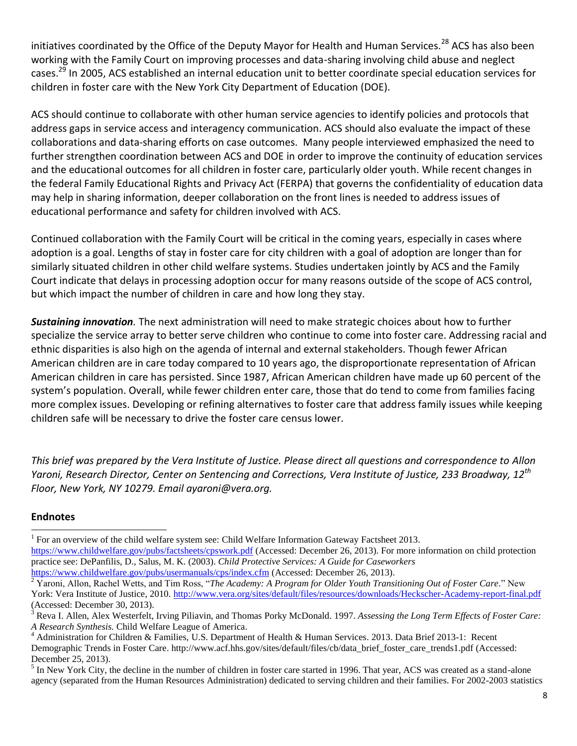initiatives coordinated by the Office of the Deputy Mayor for Health and Human Services.[28] ACS has also been working with the Family Court on improving processes and data-sharing involving child abuse and neglect cases.[29] In 2005, ACS established an internal education unit to better coordinate special education services for children in foster care with the New York City Department of Education (DOE).

ACS should continue to collaborate with other human service agencies to identify policies and protocols that address gaps in service access and interagency communication. ACS should also evaluate the impact of these collaborations and data-sharing efforts on case outcomes. Many people interviewed emphasized the need to further strengthen coordination between ACS and DOE in order to improve the continuity of education services and the educational outcomes for all children in foster care, particularly older youth. While recent changes in the federal Family Educational Rights and Privacy Act (FERPA) that governs the confidentiality of education data may help in sharing information, deeper collaboration on the front lines is needed to address issues of educational performance and safety for children involved with ACS.

Continued collaboration with the Family Court will be critical in the coming years, especially in cases where adoption is a goal. Lengths of stay in foster care for city children with a goal of adoption are longer than for similarly situated children in other child welfare systems. Studies undertaken jointly by ACS and the Family Court indicate that delays in processing adoption occur for many reasons outside of the scope of ACS control, but which impact the number of children in care and how long they stay.

***Sustaining innovation.*** The next administration will need to make strategic choices about how to further specialize the service array to better serve children who continue to come into foster care. Addressing racial and ethnic disparities is also high on the agenda of internal and external stakeholders. Though fewer African American children are in care today compared to 10 years ago, the disproportionate representation of African American children in care has persisted. Since 1987, African American children have made up 60 percent of the system's population. Overall, while fewer children enter care, those that do tend to come from families facing more complex issues. Developing or refining alternatives to foster care that address family issues while keeping children safe will be necessary to drive the foster care census lower.

*This brief was prepared by the Vera Institute of Justice. Please direct all questions and correspondence to Allon Yaroni, Research Director, Center on Sentencing and Corrections, Vera Institute of Justice, 233 Broadway, 12th Floor, New York, NY 10279. Email ayaroni@vera.org.*

## Endnotes

[1] For an overview of the child welfare system see: Child Welfare Information Gateway Factsheet 2013. https://www.childwelfare.gov/pubs/factsheets/cpswork.pdf (Accessed: December 26, 2013). For more information on child protection practice see: DePanfilis, D., Salus, M. K. (2003). *Child Protective Services: A Guide for Caseworkers* https://www.childwelfare.gov/pubs/usermanuals/cps/index.cfm (Accessed: December 26, 2013).

[2] Yaroni, Allon, Rachel Wetts, and Tim Ross, "*The Academy: A Program for Older Youth Transitioning Out of Foster Care*." New York: Vera Institute of Justice, 2010. http://www.vera.org/sites/default/files/resources/downloads/Heckscher-Academy-report-final.pdf (Accessed: December 30, 2013).

[3] Reva I. Allen, Alex Westerfelt, Irving Piliavin, and Thomas Porky McDonald. 1997. *Assessing the Long Term Effects of Foster Care: A Research Synthesis.* Child Welfare League of America.

[4] Administration for Children & Families, U.S. Department of Health & Human Services. 2013. Data Brief 2013-1: Recent Demographic Trends in Foster Care. http://www.acf.hhs.gov/sites/default/files/cb/data_brief_foster_care_trends1.pdf (Accessed: December 25, 2013).

[5] In New York City, the decline in the number of children in foster care started in 1996. That year, ACS was created as a stand-alone agency (separated from the Human Resources Administration) dedicated to serving children and their families. For 2002-2003 statistics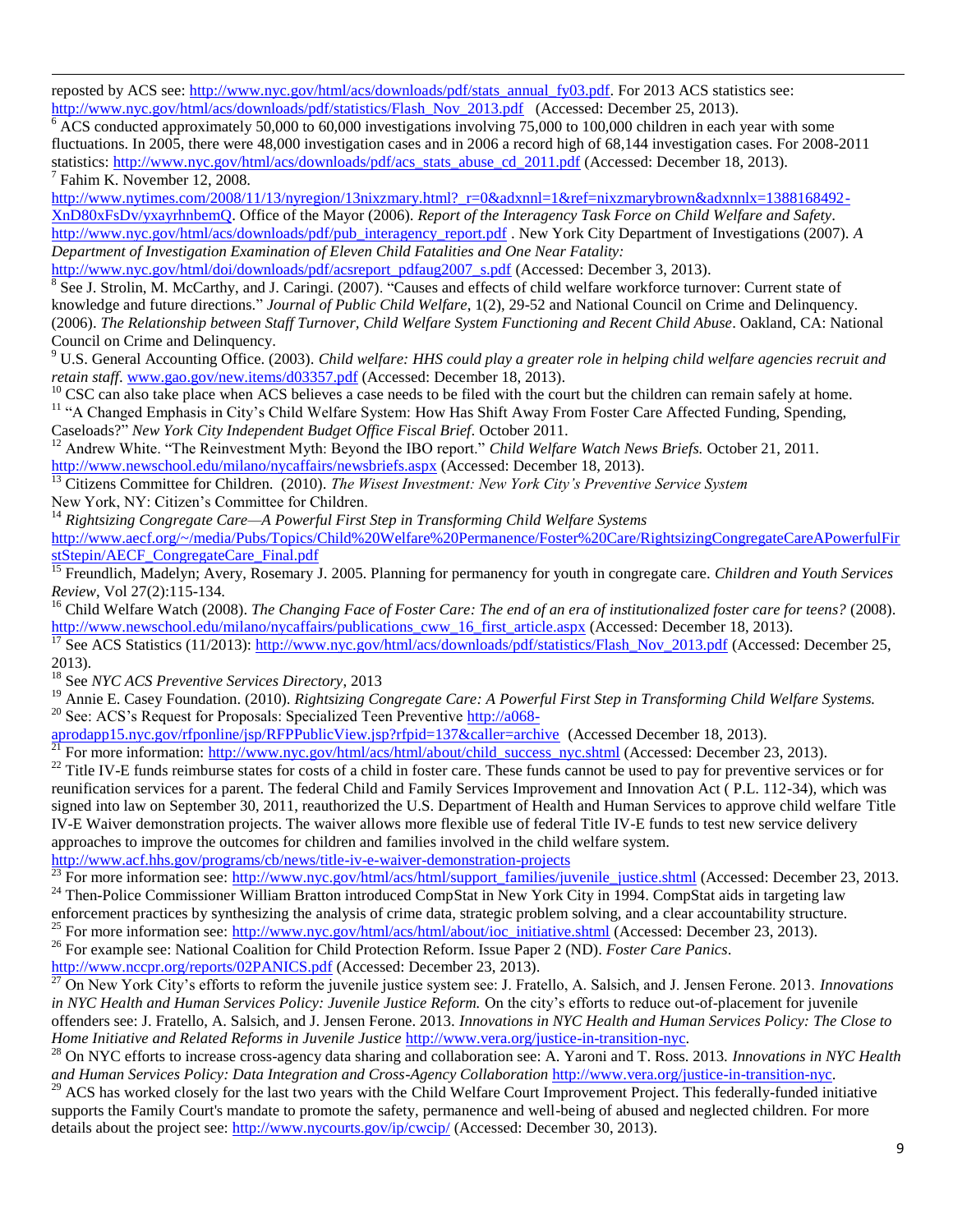reposted by ACS see: http://www.nyc.gov/html/acs/downloads/pdf/stats_annual_fy03.pdf. For 2013 ACS statistics see: http://www.nyc.gov/html/acs/downloads/pdf/statistics/Flash_Nov_2013.pdf (Accessed: December 25, 2013).

[6] ACS conducted approximately 50,000 to 60,000 investigations involving 75,000 to 100,000 children in each year with some fluctuations. In 2005, there were 48,000 investigation cases and in 2006 a record high of 68,144 investigation cases. For 2008-2011 statistics: http://www.nyc.gov/html/acs/downloads/pdf/acs_stats_abuse_cd_2011.pdf (Accessed: December 18, 2013).

[7] Fahim K. November 12, 2008. http://www.nytimes.com/2008/11/13/nyregion/13nixzmary.html?_r=0&adxnnl=1&ref=nixzmarybrown&adxnnlx=1388168492-XnD80xFsDv/yxayrhnbemQ. Office of the Mayor (2006). *Report of the Interagency Task Force on Child Welfare and Safety*. http://www.nyc.gov/html/acs/downloads/pdf/pub_interagency_report.pdf . New York City Department of Investigations (2007). *A Department of Investigation Examination of Eleven Child Fatalities and One Near Fatality:* http://www.nyc.gov/html/doi/downloads/pdf/acsreport_pdfaug2007_s.pdf (Accessed: December 3, 2013).

[8] See J. Strolin, M. McCarthy, and J. Caringi. (2007). "Causes and effects of child welfare workforce turnover: Current state of knowledge and future directions." *Journal of Public Child Welfare*, 1(2), 29-52 and National Council on Crime and Delinquency. (2006). *The Relationship between Staff Turnover, Child Welfare System Functioning and Recent Child Abuse*. Oakland, CA: National Council on Crime and Delinquency.

[9] U.S. General Accounting Office. (2003). *Child welfare: HHS could play a greater role in helping child welfare agencies recruit and retain staff*. www.gao.gov/new.items/d03357.pdf (Accessed: December 18, 2013).

[10] CSC can also take place when ACS believes a case needs to be filed with the court but the children can remain safely at home.

[11] "A Changed Emphasis in City's Child Welfare System: How Has Shift Away From Foster Care Affected Funding, Spending, Caseloads?" *New York City Independent Budget Office Fiscal Brief*. October 2011.

[12] Andrew White. "The Reinvestment Myth: Beyond the IBO report." *Child Welfare Watch News Briefs.* October 21, 2011. http://www.newschool.edu/milano/nycaffairs/newsbriefs.aspx (Accessed: December 18, 2013).

[13] Citizens Committee for Children. (2010). *The Wisest Investment: New York City's Preventive Service System* New York, NY: Citizen's Committee for Children.

[14] *Rightsizing Congregate Care—A Powerful First Step in Transforming Child Welfare Systems* http://www.aecf.org/~/media/Pubs/Topics/Child%20Welfare%20Permanence/Foster%20Care/RightsizingCongregateCareAPowerfulFirstStepin/AECF_CongregateCare_Final.pdf

[15] Freundlich, Madelyn; Avery, Rosemary J. 2005. Planning for permanency for youth in congregate care. *Children and Youth Services Review*, Vol 27(2):115-134.

[16] Child Welfare Watch (2008). *The Changing Face of Foster Care: The end of an era of institutionalized foster care for teens?* (2008). http://www.newschool.edu/milano/nycaffairs/publications_cww_16_first_article.aspx (Accessed: December 18, 2013).

[17] See ACS Statistics (11/2013): http://www.nyc.gov/html/acs/downloads/pdf/statistics/Flash_Nov_2013.pdf (Accessed: December 25, 2013).

[18] See *NYC ACS Preventive Services Directory*, 2013

[19] Annie E. Casey Foundation. (2010). *Rightsizing Congregate Care: A Powerful First Step in Transforming Child Welfare Systems.*

[20] See: ACS's Request for Proposals: Specialized Teen Preventive http://a068-aprodapp15.nyc.gov/rfponline/jsp/RFPPublicView.jsp?rfpid=137&caller=archive (Accessed December 18, 2013).

[21] For more information: http://www.nyc.gov/html/acs/html/about/child_success_nyc.shtml (Accessed: December 23, 2013).

[22] Title IV-E funds reimburse states for costs of a child in foster care. These funds cannot be used to pay for preventive services or for reunification services for a parent. The federal Child and Family Services Improvement and Innovation Act ( P.L. 112-34), which was signed into law on September 30, 2011, reauthorized the U.S. Department of Health and Human Services to approve child welfare Title IV-E Waiver demonstration projects. The waiver allows more flexible use of federal Title IV-E funds to test new service delivery approaches to improve the outcomes for children and families involved in the child welfare system. http://www.acf.hhs.gov/programs/cb/news/title-iv-e-waiver-demonstration-projects

[23] For more information see: http://www.nyc.gov/html/acs/html/support_families/juvenile_justice.shtml (Accessed: December 23, 2013.

[24] Then-Police Commissioner William Bratton introduced CompStat in New York City in 1994. CompStat aids in targeting law enforcement practices by synthesizing the analysis of crime data, strategic problem solving, and a clear accountability structure.

[25] For more information see: http://www.nyc.gov/html/acs/html/about/ioc_initiative.shtml (Accessed: December 23, 2013).

[26] For example see: National Coalition for Child Protection Reform. Issue Paper 2 (ND). *Foster Care Panics*. http://www.nccpr.org/reports/02PANICS.pdf (Accessed: December 23, 2013).

[27] On New York City's efforts to reform the juvenile justice system see: J. Fratello, A. Salsich, and J. Jensen Ferone. 2013. *Innovations in NYC Health and Human Services Policy: Juvenile Justice Reform.* On the city's efforts to reduce out-of-placement for juvenile offenders see: J. Fratello, A. Salsich, and J. Jensen Ferone. 2013. *Innovations in NYC Health and Human Services Policy: The Close to Home Initiative and Related Reforms in Juvenile Justice* http://www.vera.org/justice-in-transition-nyc.

[28] On NYC efforts to increase cross-agency data sharing and collaboration see: A. Yaroni and T. Ross. 2013. *Innovations in NYC Health and Human Services Policy: Data Integration and Cross-Agency Collaboration* http://www.vera.org/justice-in-transition-nyc.

[29] ACS has worked closely for the last two years with the Child Welfare Court Improvement Project. This federally-funded initiative supports the Family Court's mandate to promote the safety, permanence and well-being of abused and neglected children. For more details about the project see: http://www.nycourts.gov/ip/cwcip/ (Accessed: December 30, 2013).